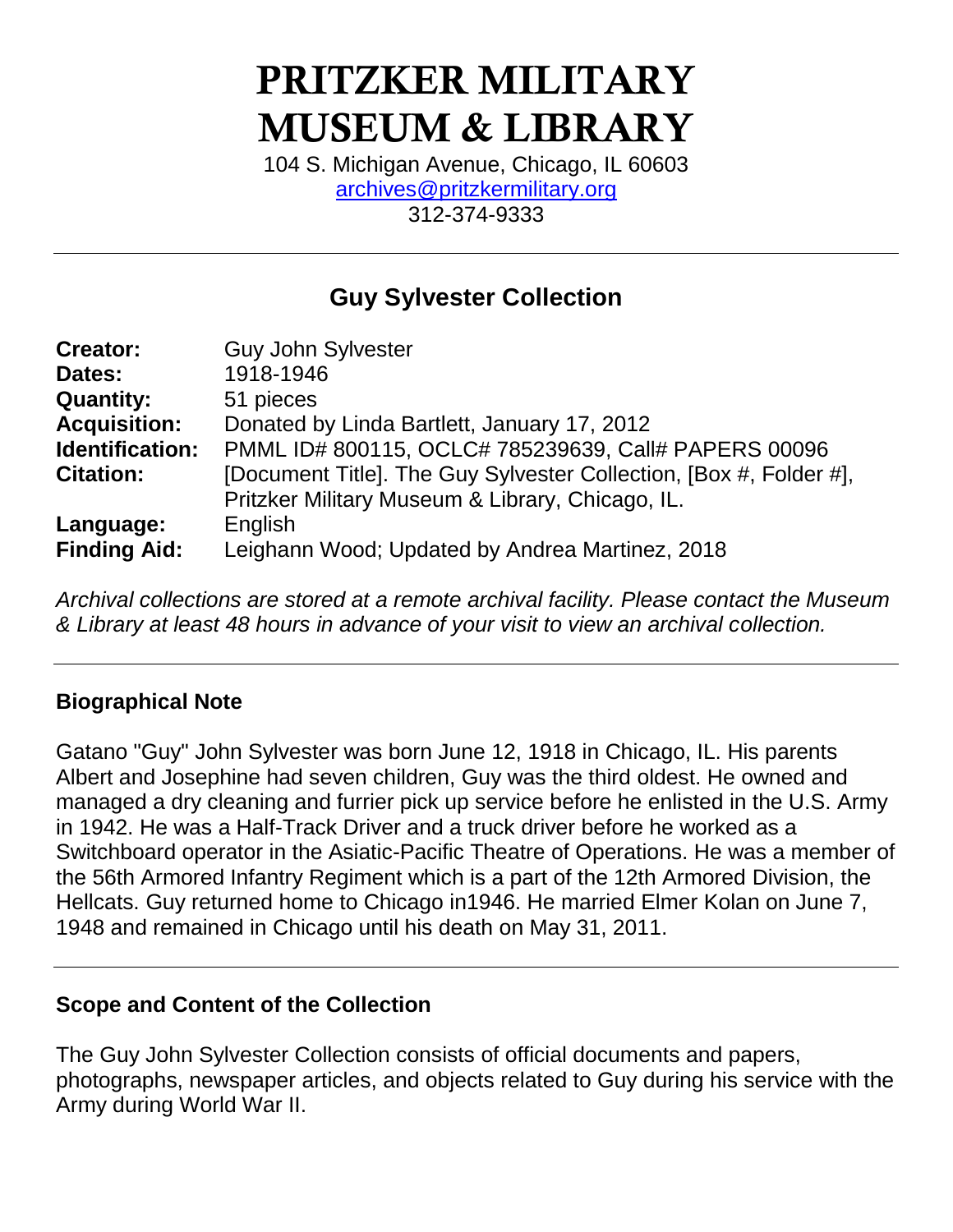# PRITZKER MILITARY MUSEUM & LIBRARY

104 S. Michigan Avenue, Chicago, IL 60603
archives@pritzkermilitary.org
312-374-9333

---

## Guy Sylvester Collection

| | |
|---|---|
| **Creator:** | Guy John Sylvester |
| **Dates:** | 1918-1946 |
| **Quantity:** | 51 pieces |
| **Acquisition:** | Donated by Linda Bartlett, January 17, 2012 |
| **Identification:** | PMML ID# 800115, OCLC# 785239639, Call# PAPERS 00096 |
| **Citation:** | [Document Title]. The Guy Sylvester Collection, [Box #, Folder #], Pritzker Military Museum & Library, Chicago, IL. |
| **Language:** | English |
| **Finding Aid:** | Leighann Wood; Updated by Andrea Martinez, 2018 |

*Archival collections are stored at a remote archival facility. Please contact the Museum & Library at least 48 hours in advance of your visit to view an archival collection.*

---

### Biographical Note

Gatano "Guy" John Sylvester was born June 12, 1918 in Chicago, IL. His parents Albert and Josephine had seven children, Guy was the third oldest. He owned and managed a dry cleaning and furrier pick up service before he enlisted in the U.S. Army in 1942. He was a Half-Track Driver and a truck driver before he worked as a Switchboard operator in the Asiatic-Pacific Theatre of Operations. He was a member of the 56th Armored Infantry Regiment which is a part of the 12th Armored Division, the Hellcats. Guy returned home to Chicago in1946. He married Elmer Kolan on June 7, 1948 and remained in Chicago until his death on May 31, 2011.

---

### Scope and Content of the Collection

The Guy John Sylvester Collection consists of official documents and papers, photographs, newspaper articles, and objects related to Guy during his service with the Army during World War II.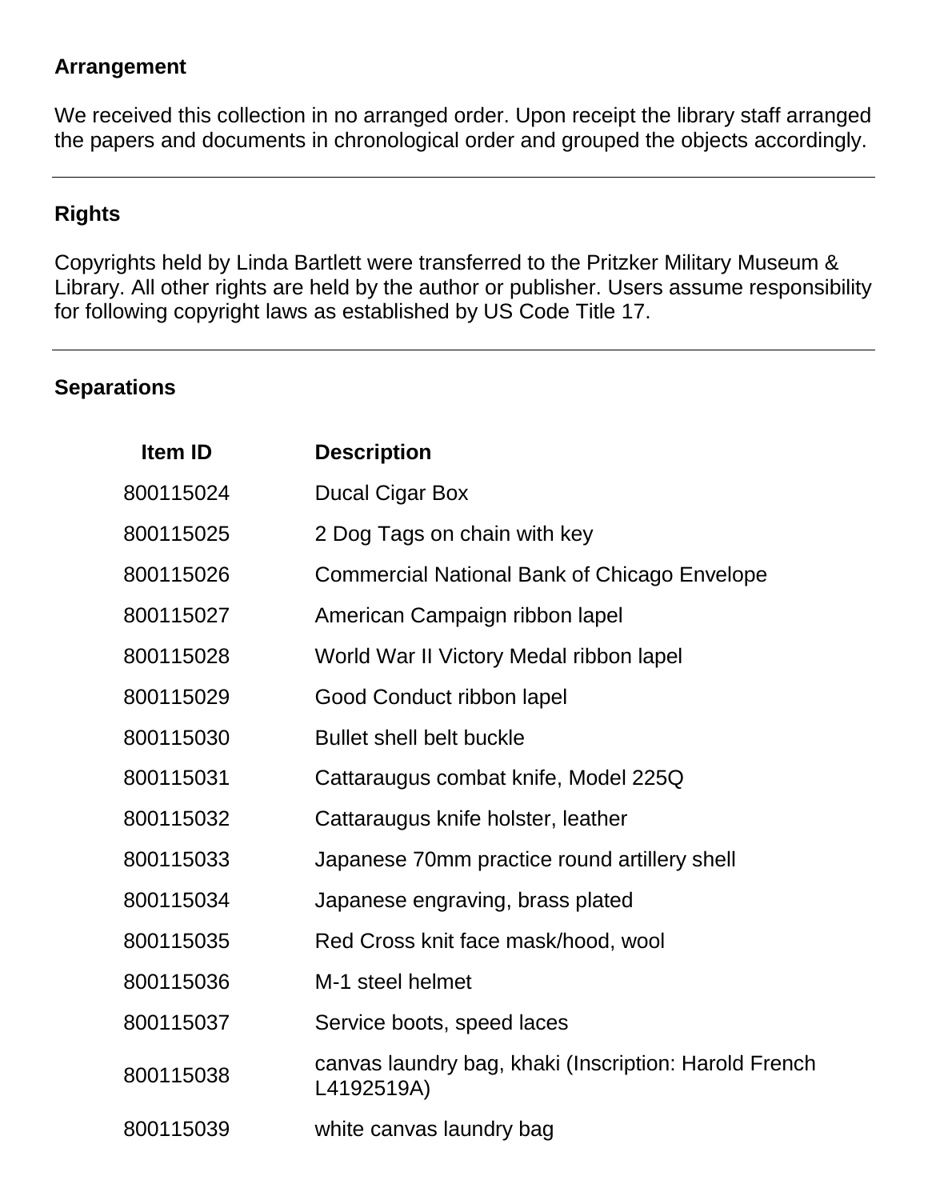## Arrangement

We received this collection in no arranged order. Upon receipt the library staff arranged the papers and documents in chronological order and grouped the objects accordingly.

---

## Rights

Copyrights held by Linda Bartlett were transferred to the Pritzker Military Museum & Library. All other rights are held by the author or publisher. Users assume responsibility for following copyright laws as established by US Code Title 17.

---

## Separations

| Item ID | Description |
|---|---|
| 800115024 | Ducal Cigar Box |
| 800115025 | 2 Dog Tags on chain with key |
| 800115026 | Commercial National Bank of Chicago Envelope |
| 800115027 | American Campaign ribbon lapel |
| 800115028 | World War II Victory Medal ribbon lapel |
| 800115029 | Good Conduct ribbon lapel |
| 800115030 | Bullet shell belt buckle |
| 800115031 | Cattaraugus combat knife, Model 225Q |
| 800115032 | Cattaraugus knife holster, leather |
| 800115033 | Japanese 70mm practice round artillery shell |
| 800115034 | Japanese engraving, brass plated |
| 800115035 | Red Cross knit face mask/hood, wool |
| 800115036 | M-1 steel helmet |
| 800115037 | Service boots, speed laces |
| 800115038 | canvas laundry bag, khaki (Inscription: Harold French L4192519A) |
| 800115039 | white canvas laundry bag |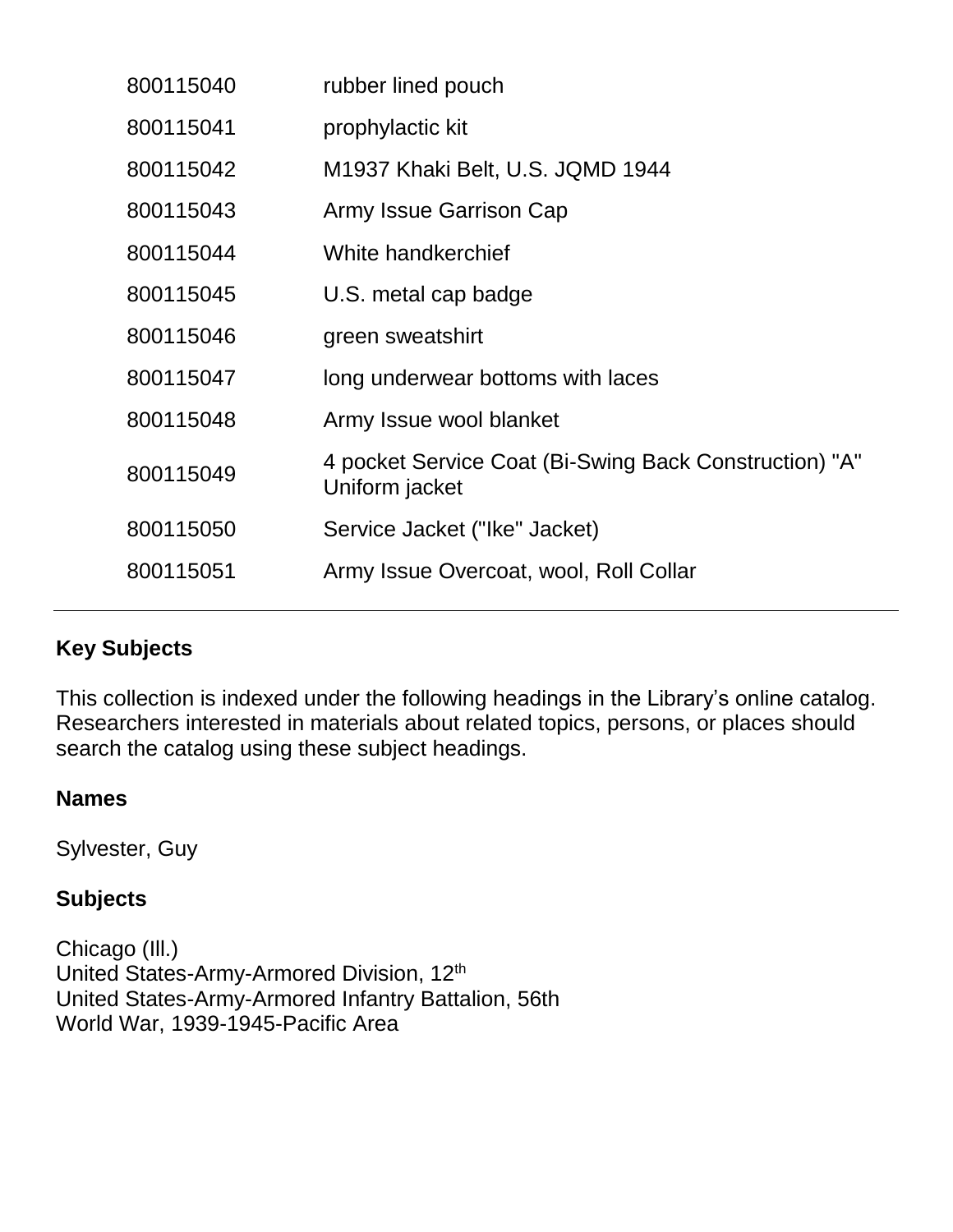| | |
|---|---|
| 800115040 | rubber lined pouch |
| 800115041 | prophylactic kit |
| 800115042 | M1937 Khaki Belt, U.S. JQMD 1944 |
| 800115043 | Army Issue Garrison Cap |
| 800115044 | White handkerchief |
| 800115045 | U.S. metal cap badge |
| 800115046 | green sweatshirt |
| 800115047 | long underwear bottoms with laces |
| 800115048 | Army Issue wool blanket |
| 800115049 | 4 pocket Service Coat (Bi-Swing Back Construction) "A" Uniform jacket |
| 800115050 | Service Jacket ("Ike" Jacket) |
| 800115051 | Army Issue Overcoat, wool, Roll Collar |

---

## Key Subjects

This collection is indexed under the following headings in the Library's online catalog. Researchers interested in materials about related topics, persons, or places should search the catalog using these subject headings.

### Names

Sylvester, Guy

### Subjects

Chicago (Ill.)
United States-Army-Armored Division, 12th
United States-Army-Armored Infantry Battalion, 56th
World War, 1939-1945-Pacific Area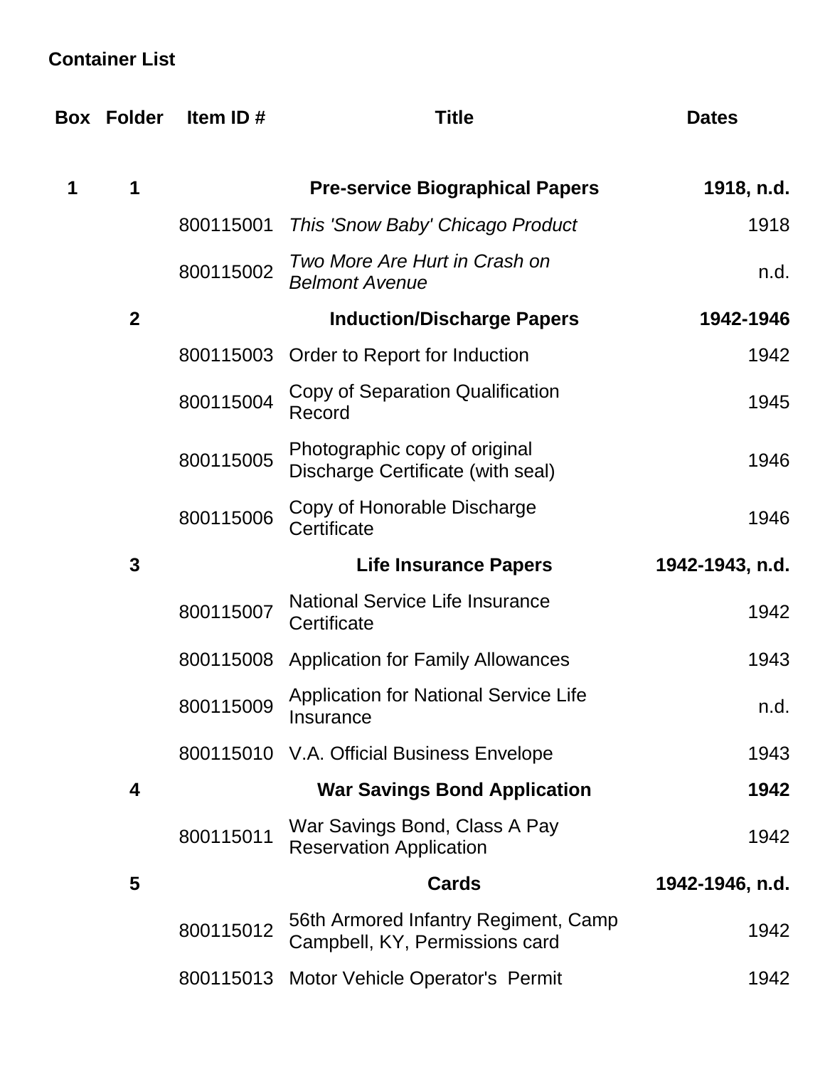**Container List**

| Box | Folder | Item ID # | Title | Dates |
|---|---|---|---|---|
| **1** | **1** | | **Pre-service Biographical Papers** | **1918, n.d.** |
| | | 800115001 | *This 'Snow Baby' Chicago Product* | 1918 |
| | | 800115002 | *Two More Are Hurt in Crash on Belmont Avenue* | n.d. |
| | **2** | | **Induction/Discharge Papers** | **1942-1946** |
| | | 800115003 | Order to Report for Induction | 1942 |
| | | 800115004 | Copy of Separation Qualification Record | 1945 |
| | | 800115005 | Photographic copy of original Discharge Certificate (with seal) | 1946 |
| | | 800115006 | Copy of Honorable Discharge Certificate | 1946 |
| | **3** | | **Life Insurance Papers** | **1942-1943, n.d.** |
| | | 800115007 | National Service Life Insurance Certificate | 1942 |
| | | 800115008 | Application for Family Allowances | 1943 |
| | | 800115009 | Application for National Service Life Insurance | n.d. |
| | | 800115010 | V.A. Official Business Envelope | 1943 |
| | **4** | | **War Savings Bond Application** | **1942** |
| | | 800115011 | War Savings Bond, Class A Pay Reservation Application | 1942 |
| | **5** | | **Cards** | **1942-1946, n.d.** |
| | | 800115012 | 56th Armored Infantry Regiment, Camp Campbell, KY, Permissions card | 1942 |
| | | 800115013 | Motor Vehicle Operator's Permit | 1942 |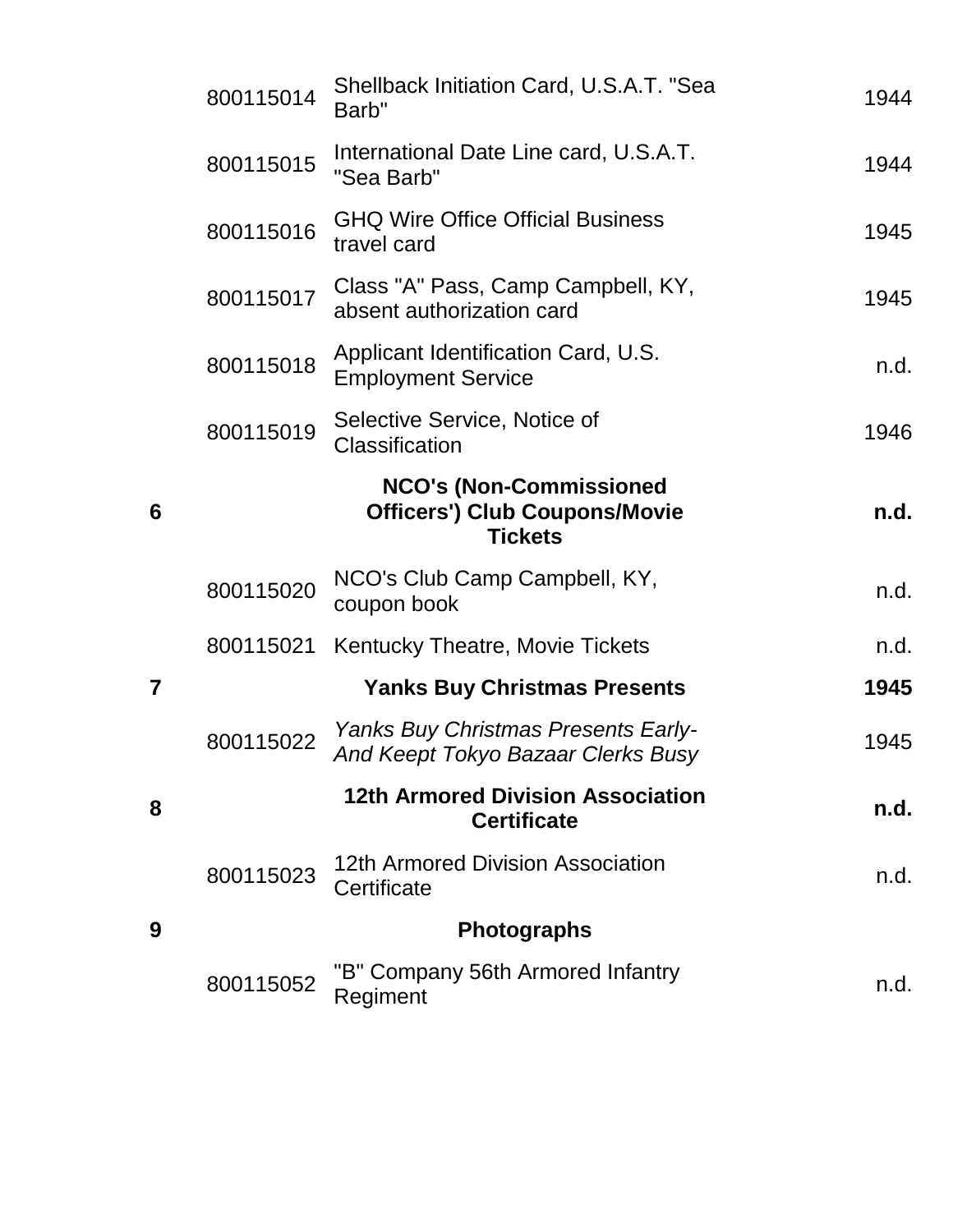| | | | |
|---|---|---|---|
| | 800115014 | Shellback Initiation Card, U.S.A.T. "Sea Barb" | 1944 |
| | 800115015 | International Date Line card, U.S.A.T. "Sea Barb" | 1944 |
| | 800115016 | GHQ Wire Office Official Business travel card | 1945 |
| | 800115017 | Class "A" Pass, Camp Campbell, KY, absent authorization card | 1945 |
| | 800115018 | Applicant Identification Card, U.S. Employment Service | n.d. |
| | 800115019 | Selective Service, Notice of Classification | 1946 |
| **6** | | **NCO's (Non-Commissioned Officers') Club Coupons/Movie Tickets** | **n.d.** |
| | 800115020 | NCO's Club Camp Campbell, KY, coupon book | n.d. |
| | 800115021 | Kentucky Theatre, Movie Tickets | n.d. |
| **7** | | **Yanks Buy Christmas Presents** | **1945** |
| | 800115022 | *Yanks Buy Christmas Presents Early-And Keept Tokyo Bazaar Clerks Busy* | 1945 |
| **8** | | **12th Armored Division Association Certificate** | **n.d.** |
| | 800115023 | 12th Armored Division Association Certificate | n.d. |
| **9** | | **Photographs** | |
| | 800115052 | "B" Company 56th Armored Infantry Regiment | n.d. |